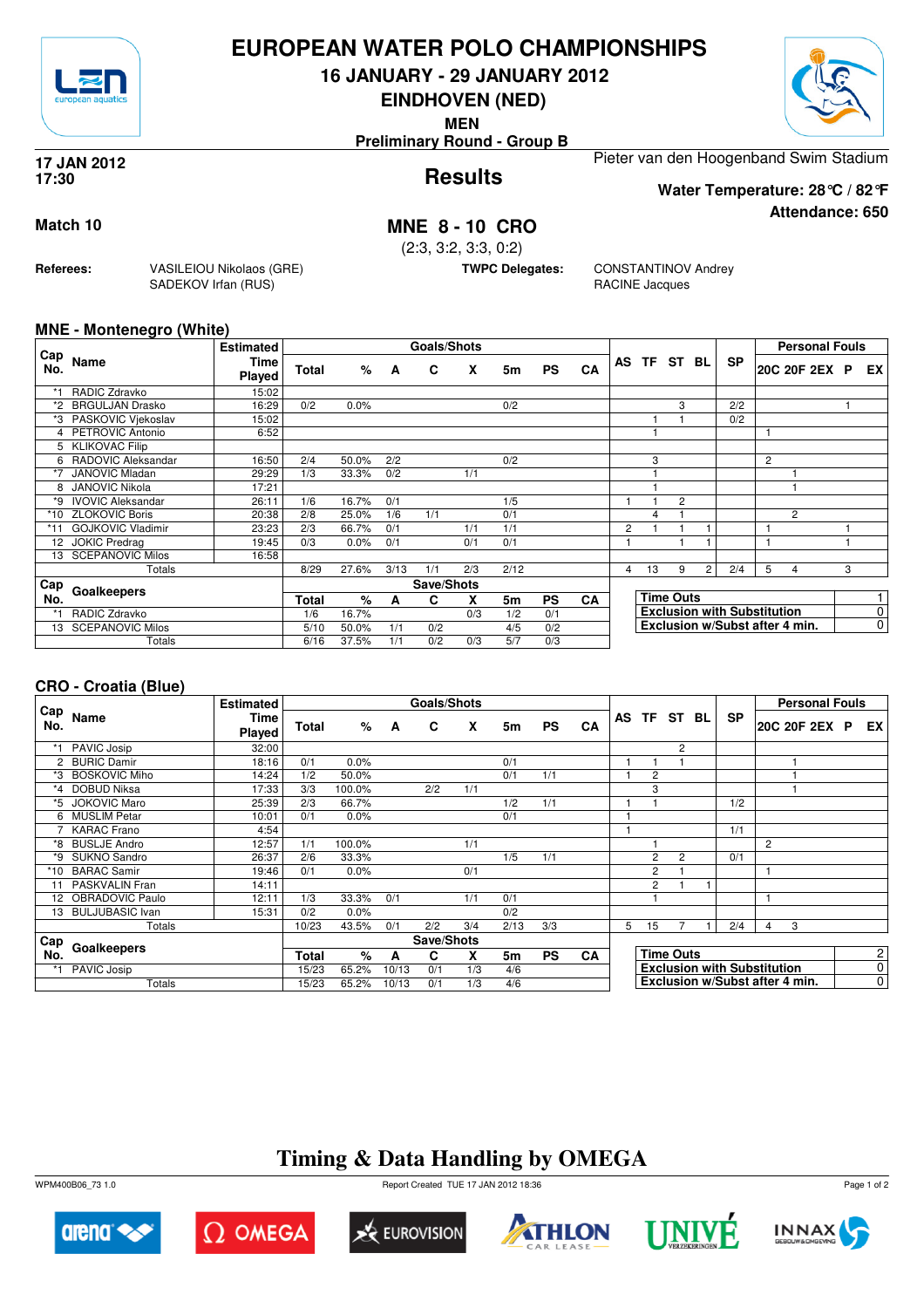# EUROPEAN WATER POLO CHAMPIONSHIPS

## 16 JANUARY - 29 JANUARY 2012

## EINDHOVEN (NED)

**MEN**

**Preliminary Round - Group B**

**17 JAN 2012**
**17:30**

## Results

Pieter van den Hoogenband Swim Stadium

**Water Temperature: 28°C / 82°F**

**Attendance: 650**

**Match 10**

## MNE 8 - 10 CRO

(2:3, 3:2, 3:3, 0:2)

**Referees:** VASILEIOU Nikolaos (GRE), SADEKOV Irfan (RUS)

**TWPC Delegates:** CONSTANTINOV Andrey, RACINE Jacques

### MNE - Montenegro (White)

| Cap No. | Name | Estimated Time Played | Goals/Shots Total | % | A | C | X | 5m | PS | CA | AS | TF | ST | BL | SP | 20C | 20F | 2EX | P | EX |
|---|---|---|---|---|---|---|---|---|---|---|---|---|---|---|---|---|---|---|---|---|
| *1 | RADIC Zdravko | 15:02 | | | | | | | | | | | | | | | | | | |
| *2 | BRGULJAN Drasko | 16:29 | 0/2 | 0.0% | | | | 0/2 | | | | | 3 | | 2/2 | | | | 1 | |
| *3 | PASKOVIC Vjekoslav | 15:02 | | | | | | | | | | 1 | 1 | | 0/2 | | | | | |
| 4 | PETROVIC Antonio | 6:52 | | | | | | | | | | 1 | | | | 1 | | | | |
| 5 | KLIKOVAC Filip | | | | | | | | | | | | | | | | | | | |
| 6 | RADOVIC Aleksandar | 16:50 | 2/4 | 50.0% | 2/2 | | | 0/2 | | | | 3 | | | | 2 | | | | |
| *7 | JANOVIC Mladan | 29:29 | 1/3 | 33.3% | 0/2 | | 1/1 | | | | | 1 | | | | | 1 | | | |
| 8 | JANOVIC Nikola | 17:21 | | | | | | | | | | 1 | | | | | 1 | | | |
| *9 | IVOVIC Aleksandar | 26:11 | 1/6 | 16.7% | 0/1 | | | 1/5 | | | 1 | 1 | 2 | | | | | | | |
| *10 | ZLOKOVIC Boris | 20:38 | 2/8 | 25.0% | 1/6 | 1/1 | | 0/1 | | | | 4 | 1 | | | | 2 | | | |
| *11 | GOJKOVIC Vladimir | 23:23 | 2/3 | 66.7% | 0/1 | | 1/1 | 1/1 | | | 2 | 1 | 1 | 1 | | 1 | | | 1 | |
| 12 | JOKIC Predrag | 19:45 | 0/3 | 0.0% | 0/1 | | 0/1 | 0/1 | | | 1 | | 1 | 1 | | 1 | | | 1 | |
| 13 | SCEPANOVIC Milos | 16:58 | | | | | | | | | | | | | | | | | | |
| | Totals | | 8/29 | 27.6% | 3/13 | 1/1 | 2/3 | 2/12 | | | 4 | 13 | 9 | 2 | 2/4 | 5 | 4 | | 3 | |

| Cap No. | Goalkeepers | Save/Shots Total | % | A | C | X | 5m | PS | CA |
|---|---|---|---|---|---|---|---|---|---|
| *1 | RADIC Zdravko | 1/6 | 16.7% | | | 0/3 | 1/2 | 0/1 | |
| 13 | SCEPANOVIC Milos | 5/10 | 50.0% | 1/1 | 0/2 | | 4/5 | 0/2 | |
| | Totals | 6/16 | 37.5% | 1/1 | 0/2 | 0/3 | 5/7 | 0/3 | |

| | |
|---|---|
| Time Outs | 1 |
| Exclusion with Substitution | 0 |
| Exclusion w/Subst after 4 min. | 0 |

### CRO - Croatia (Blue)

| Cap No. | Name | Estimated Time Played | Goals/Shots Total | % | A | C | X | 5m | PS | CA | AS | TF | ST | BL | SP | 20C | 20F | 2EX | P | EX |
|---|---|---|---|---|---|---|---|---|---|---|---|---|---|---|---|---|---|---|---|---|
| *1 | PAVIC Josip | 32:00 | | | | | | | | | | | 2 | | | | | | | |
| 2 | BURIC Damir | 18:16 | 0/1 | 0.0% | | | | 0/1 | | | 1 | 1 | 1 | | | | 1 | | | |
| *3 | BOSKOVIC Miho | 14:24 | 1/2 | 50.0% | | | | 0/1 | 1/1 | | 1 | 2 | | | | | 1 | | | |
| *4 | DOBUD Niksa | 17:33 | 3/3 | 100.0% | | 2/2 | 1/1 | | | | | 3 | | | | | 1 | | | |
| *5 | JOKOVIC Maro | 25:39 | 2/3 | 66.7% | | | | 1/2 | 1/1 | | 1 | 1 | | | 1/2 | | | | | |
| 6 | MUSLIM Petar | 10:01 | 0/1 | 0.0% | | | | 0/1 | | | 1 | | | | | | | | | |
| 7 | KARAC Frano | 4:54 | | | | | | | | | 1 | | | | 1/1 | | | | | |
| *8 | BUSLJE Andro | 12:57 | 1/1 | 100.0% | | | 1/1 | | | | | 1 | | | | 2 | | | | |
| *9 | SUKNO Sandro | 26:37 | 2/6 | 33.3% | | | | 1/5 | 1/1 | | | 2 | 2 | | 0/1 | | | | | |
| *10 | BARAC Samir | 19:46 | 0/1 | 0.0% | | | 0/1 | | | | | 2 | 1 | | | 1 | | | | |
| 11 | PASKVALIN Fran | 14:11 | | | | | | | | | | 2 | 1 | 1 | | | | | | |
| 12 | OBRADOVIC Paulo | 12:11 | 1/3 | 33.3% | 0/1 | | 1/1 | 0/1 | | | | 1 | | | | 1 | | | | |
| 13 | BULJUBASIC Ivan | 15:31 | 0/2 | 0.0% | | | | 0/2 | | | | | | | | | | | | |
| | Totals | | 10/23 | 43.5% | 0/1 | 2/2 | 3/4 | 2/13 | 3/3 | | 5 | 15 | 7 | 1 | 2/4 | 4 | 3 | | | |

| Cap No. | Goalkeepers | Save/Shots Total | % | A | C | X | 5m | PS | CA |
|---|---|---|---|---|---|---|---|---|---|
| *1 | PAVIC Josip | 15/23 | 65.2% | 10/13 | 0/1 | 1/3 | 4/6 | | |
| | Totals | 15/23 | 65.2% | 10/13 | 0/1 | 1/3 | 4/6 | | |

| | |
|---|---|
| Time Outs | 2 |
| Exclusion with Substitution | 0 |
| Exclusion w/Subst after 4 min. | 0 |

## Timing & Data Handling by OMEGA

WPM400B06_73 1.0 — Report Created TUE 17 JAN 2012 18:36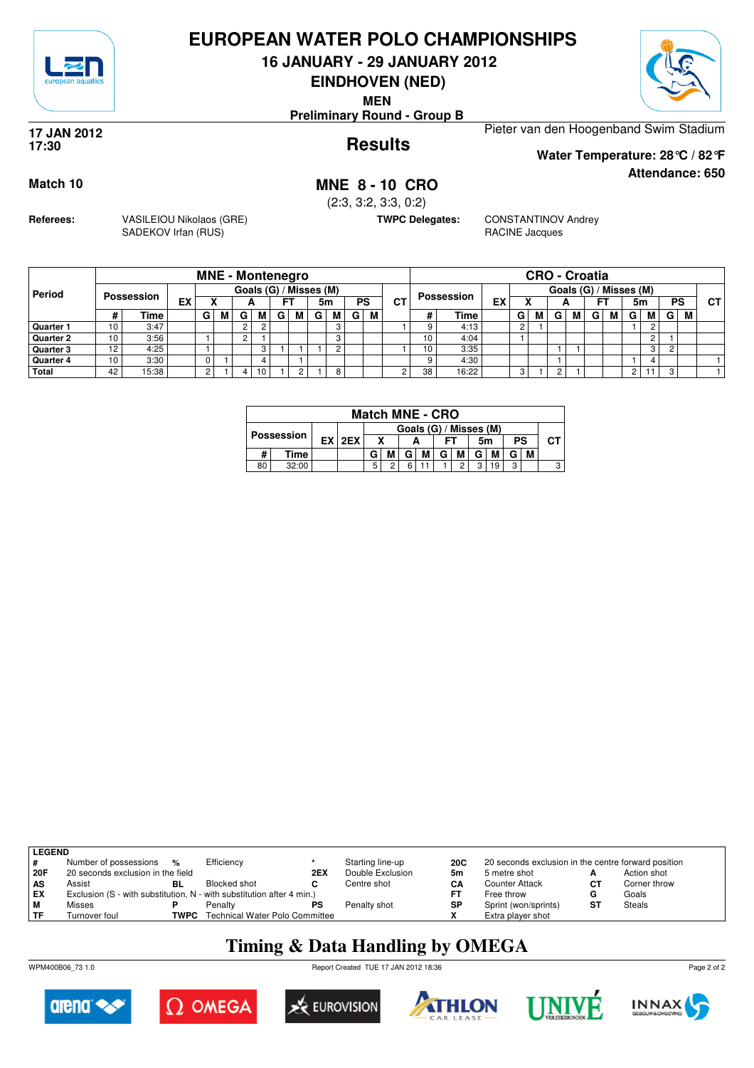# EUROPEAN WATER POLO CHAMPIONSHIPS

## 16 JANUARY - 29 JANUARY 2012

## EINDHOVEN (NED)

**MEN**

**Preliminary Round - Group B**

**17 JAN 2012**
**17:30**

## Results

Pieter van den Hoogenband Swim Stadium

**Water Temperature: 28°C / 82°F**

**Attendance: 650**

**Match 10**

## MNE 8 - 10 CRO

(2:3, 3:2, 3:3, 0:2)

**Referees:** VASILEIOU Nikolaos (GRE), SADEKOV Irfan (RUS)

**TWPC Delegates:** CONSTANTINOV Andrey, RACINE Jacques

| Period | MNE - Montenegro | | | | | | | | | | | | | | CRO - Croatia | | | | | | | | | | | | | |
|---|---|---|---|---|---|---|---|---|---|---|---|---|---|---|---|---|---|---|---|---|---|---|---|---|---|---|---|---|
| | Possession | | EX | Goals (G) / Misses (M) | | | | | | | | | | CT | Possession | | EX | Goals (G) / Misses (M) | | | | | | | | | | CT |
| | | | | X | | A | | FT | | 5m | | PS | | | | | | X | | A | | FT | | 5m | | PS | | |
| | # | Time | | G | M | G | M | G | M | G | M | G | M | | # | Time | | G | M | G | M | G | M | G | M | G | M | |
| Quarter 1 | 10 | 3:47 | | | | 2 | 2 | | | | 3 | | | 1 | 9 | 4:13 | | 2 | 1 | | | | | 1 | 2 | | | |
| Quarter 2 | 10 | 3:56 | | 1 | | 2 | 1 | | | | 3 | | | | 10 | 4:04 | | 1 | | | | | | | 2 | 1 | | |
| Quarter 3 | 12 | 4:25 | | 1 | | | 3 | 1 | 1 | 1 | 2 | | | 1 | 10 | 3:35 | | | | 1 | 1 | | | | 3 | 2 | | |
| Quarter 4 | 10 | 3:30 | | 0 | 1 | | 4 | | 1 | | | | | | 9 | 4:30 | | | | 1 | | | | 1 | 4 | | | 1 |
| Total | 42 | 15:38 | | 2 | 1 | 4 | 10 | 1 | 2 | 1 | 8 | | | 2 | 38 | 16:22 | | 3 | 1 | 2 | 1 | | | 2 | 11 | 3 | | 1 |

| Match MNE - CRO | | | | | | | | | | | | | | |
|---|---|---|---|---|---|---|---|---|---|---|---|---|---|---|
| Possession | | EX | 2EX | Goals (G) / Misses (M) | | | | | | | | | | CT |
| | | | | X | | A | | FT | | 5m | | PS | | |
| # | Time | | | G | M | G | M | G | M | G | M | G | M | |
| 80 | 32:00 | | | 5 | 2 | 6 | 11 | 1 | 2 | 3 | 19 | 3 | | 3 |

**LEGEND**

| | | | | | | | |
|---|---|---|---|---|---|---|---|
| # | Number of possessions | % | Efficiency | * | Starting line-up | 20C | 20 seconds exclusion in the centre forward position |
| 20F | 20 seconds exclusion in the field | | | 2EX | Double Exclusion | 5m | 5 metre shot |
| AS | Assist | BL | Blocked shot | C | Centre shot | CA | Counter Attack |
| EX | Exclusion (S - with substitution, N - with substitution after 4 min.) | | | | | FT | Free throw |
| M | Misses | P | Penalty | PS | Penalty shot | SP | Sprint (won/sprints) |
| TF | Turnover foul | TWPC | Technical Water Polo Committee | | | X | Extra player shot |
| A | Action shot | CT | Corner throw | G | Goals | ST | Steals |

## Timing & Data Handling by OMEGA

WPM400B06_73 1.0 Report Created TUE 17 JAN 2012 18:36